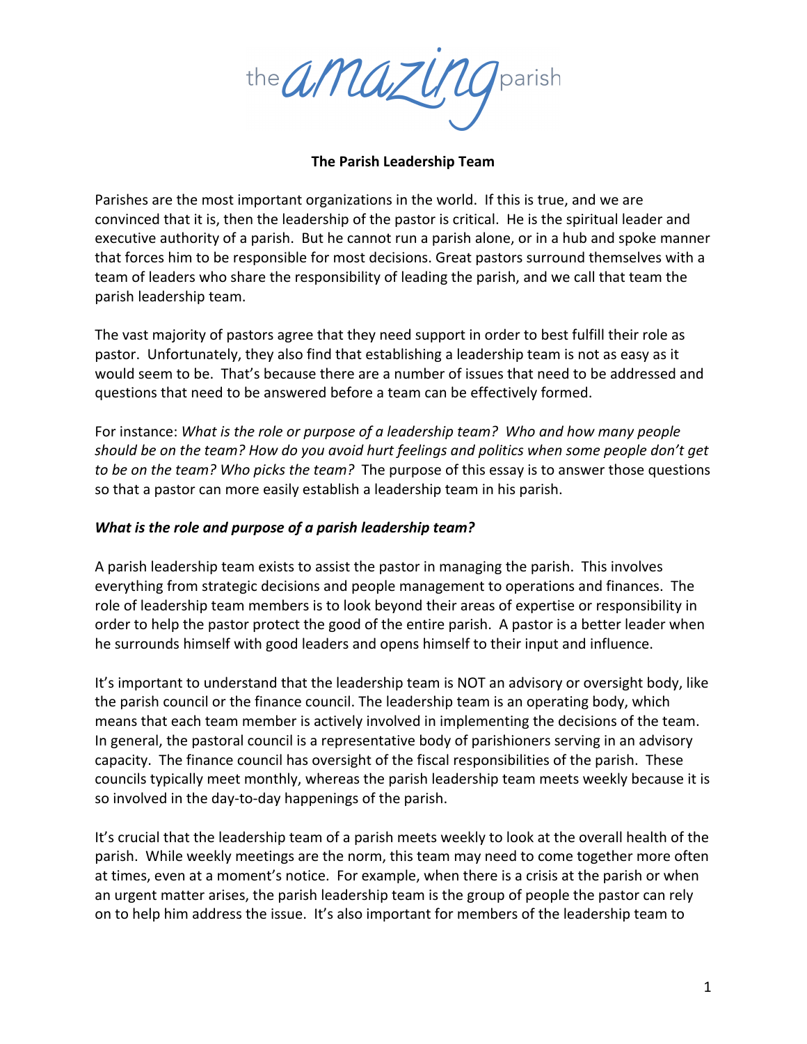the amazing parish

**The Parish Leadership Team**

Parishes are the most important organizations in the world. If this is true, and we are convinced that it is, then the leadership of the pastor is critical. He is the spiritual leader and executive authority of a parish. But he cannot run a parish alone, or in a hub and spoke manner that forces him to be responsible for most decisions. Great pastors surround themselves with a team of leaders who share the responsibility of leading the parish, and we call that team the parish leadership team.

The vast majority of pastors agree that they need support in order to best fulfill their role as pastor. Unfortunately, they also find that establishing a leadership team is not as easy as it would seem to be. That's because there are a number of issues that need to be addressed and questions that need to be answered before a team can be effectively formed.

For instance: *What is the role or purpose of a leadership team? Who and how many people should be on the team? How do you avoid hurt feelings and politics when some people don't get to be on the team? Who picks the team?* The purpose of this essay is to answer those questions so that a pastor can more easily establish a leadership team in his parish.

***What is the role and purpose of a parish leadership team?***

A parish leadership team exists to assist the pastor in managing the parish. This involves everything from strategic decisions and people management to operations and finances. The role of leadership team members is to look beyond their areas of expertise or responsibility in order to help the pastor protect the good of the entire parish. A pastor is a better leader when he surrounds himself with good leaders and opens himself to their input and influence.

It's important to understand that the leadership team is NOT an advisory or oversight body, like the parish council or the finance council. The leadership team is an operating body, which means that each team member is actively involved in implementing the decisions of the team. In general, the pastoral council is a representative body of parishioners serving in an advisory capacity. The finance council has oversight of the fiscal responsibilities of the parish. These councils typically meet monthly, whereas the parish leadership team meets weekly because it is so involved in the day-to-day happenings of the parish.

It's crucial that the leadership team of a parish meets weekly to look at the overall health of the parish. While weekly meetings are the norm, this team may need to come together more often at times, even at a moment's notice. For example, when there is a crisis at the parish or when an urgent matter arises, the parish leadership team is the group of people the pastor can rely on to help him address the issue. It's also important for members of the leadership team to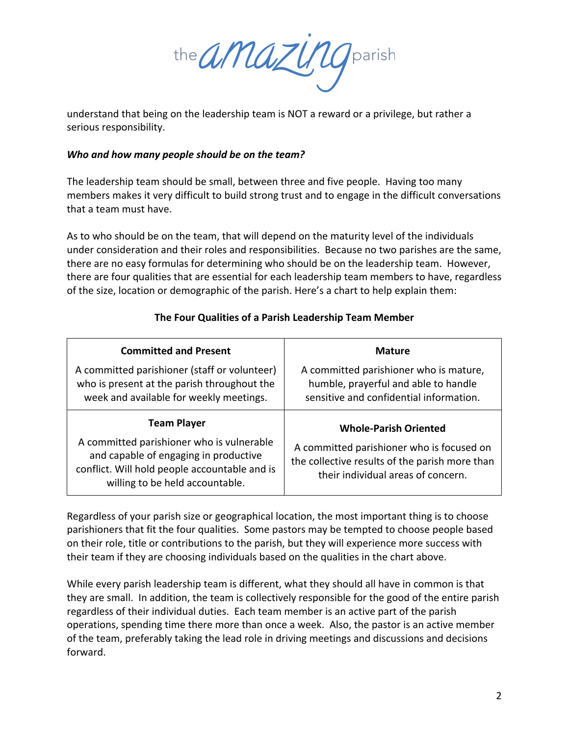understand that being on the leadership team is NOT a reward or a privilege, but rather a serious responsibility.

***Who and how many people should be on the team?***

The leadership team should be small, between three and five people. Having too many members makes it very difficult to build strong trust and to engage in the difficult conversations that a team must have.

As to who should be on the team, that will depend on the maturity level of the individuals under consideration and their roles and responsibilities. Because no two parishes are the same, there are no easy formulas for determining who should be on the leadership team. However, there are four qualities that are essential for each leadership team members to have, regardless of the size, location or demographic of the parish. Here's a chart to help explain them:

**The Four Qualities of a Parish Leadership Team Member**

| **Committed and Present** | **Mature** |
|---|---|
| A committed parishioner (staff or volunteer) who is present at the parish throughout the week and available for weekly meetings. | A committed parishioner who is mature, humble, prayerful and able to handle sensitive and confidential information. |
| **Team Player** | **Whole-Parish Oriented** |
| A committed parishioner who is vulnerable and capable of engaging in productive conflict. Will hold people accountable and is willing to be held accountable. | A committed parishioner who is focused on the collective results of the parish more than their individual areas of concern. |

Regardless of your parish size or geographical location, the most important thing is to choose parishioners that fit the four qualities. Some pastors may be tempted to choose people based on their role, title or contributions to the parish, but they will experience more success with their team if they are choosing individuals based on the qualities in the chart above.

While every parish leadership team is different, what they should all have in common is that they are small. In addition, the team is collectively responsible for the good of the entire parish regardless of their individual duties. Each team member is an active part of the parish operations, spending time there more than once a week. Also, the pastor is an active member of the team, preferably taking the lead role in driving meetings and discussions and decisions forward.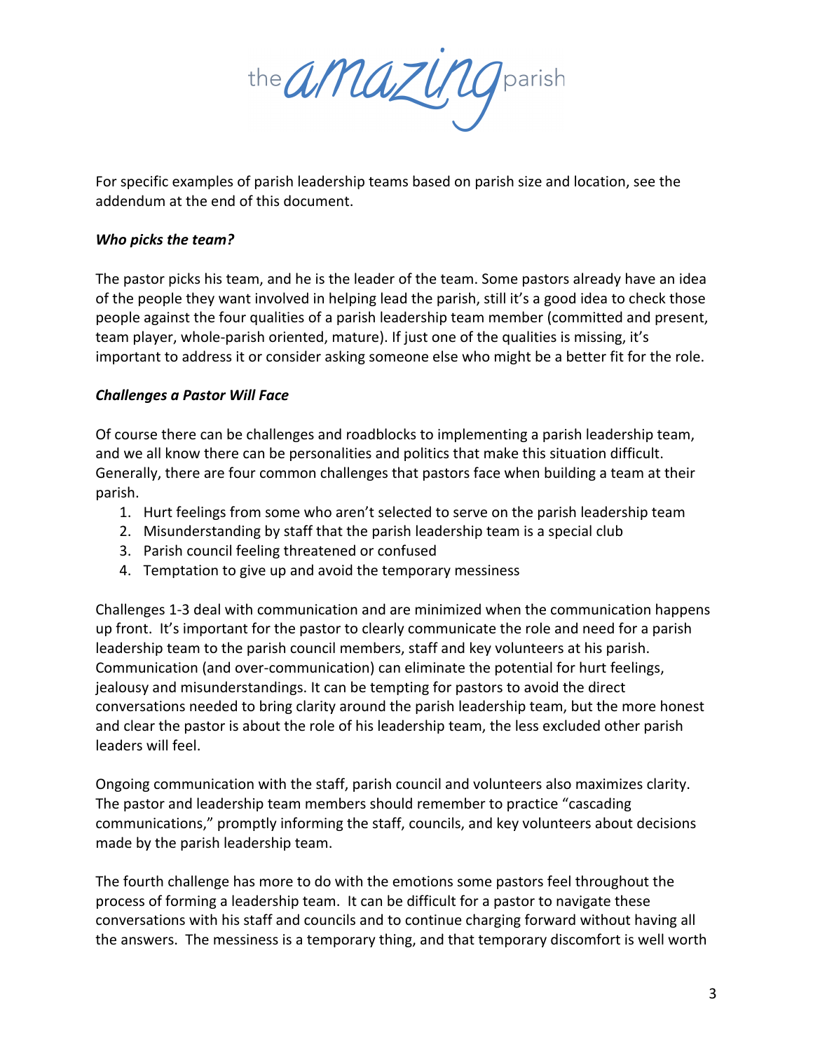For specific examples of parish leadership teams based on parish size and location, see the addendum at the end of this document.

***Who picks the team?***

The pastor picks his team, and he is the leader of the team. Some pastors already have an idea of the people they want involved in helping lead the parish, still it's a good idea to check those people against the four qualities of a parish leadership team member (committed and present, team player, whole-parish oriented, mature). If just one of the qualities is missing, it's important to address it or consider asking someone else who might be a better fit for the role.

***Challenges a Pastor Will Face***

Of course there can be challenges and roadblocks to implementing a parish leadership team, and we all know there can be personalities and politics that make this situation difficult. Generally, there are four common challenges that pastors face when building a team at their parish.

1. Hurt feelings from some who aren't selected to serve on the parish leadership team
2. Misunderstanding by staff that the parish leadership team is a special club
3. Parish council feeling threatened or confused
4. Temptation to give up and avoid the temporary messiness

Challenges 1-3 deal with communication and are minimized when the communication happens up front. It's important for the pastor to clearly communicate the role and need for a parish leadership team to the parish council members, staff and key volunteers at his parish. Communication (and over-communication) can eliminate the potential for hurt feelings, jealousy and misunderstandings. It can be tempting for pastors to avoid the direct conversations needed to bring clarity around the parish leadership team, but the more honest and clear the pastor is about the role of his leadership team, the less excluded other parish leaders will feel.

Ongoing communication with the staff, parish council and volunteers also maximizes clarity. The pastor and leadership team members should remember to practice "cascading communications," promptly informing the staff, councils, and key volunteers about decisions made by the parish leadership team.

The fourth challenge has more to do with the emotions some pastors feel throughout the process of forming a leadership team. It can be difficult for a pastor to navigate these conversations with his staff and councils and to continue charging forward without having all the answers. The messiness is a temporary thing, and that temporary discomfort is well worth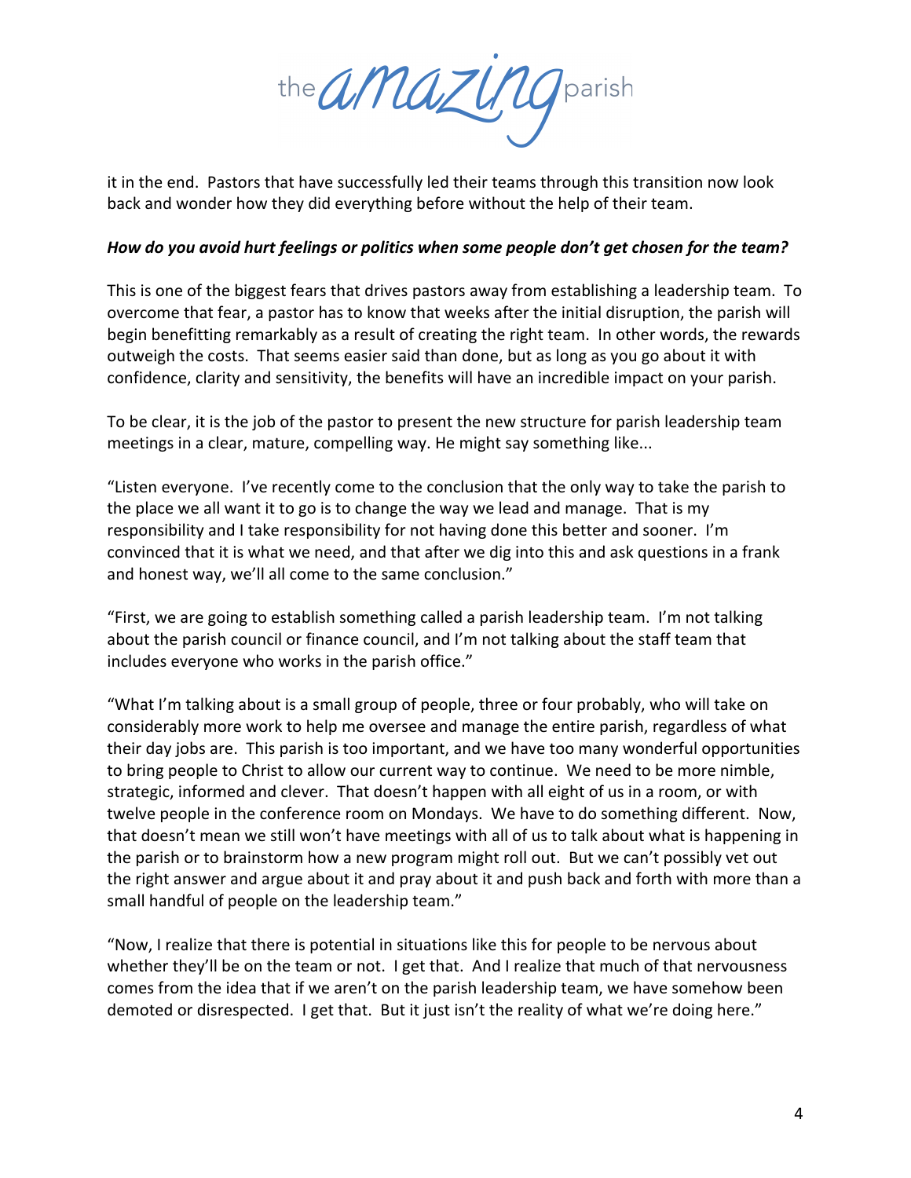it in the end. Pastors that have successfully led their teams through this transition now look back and wonder how they did everything before without the help of their team.

***How do you avoid hurt feelings or politics when some people don't get chosen for the team?***

This is one of the biggest fears that drives pastors away from establishing a leadership team. To overcome that fear, a pastor has to know that weeks after the initial disruption, the parish will begin benefitting remarkably as a result of creating the right team. In other words, the rewards outweigh the costs. That seems easier said than done, but as long as you go about it with confidence, clarity and sensitivity, the benefits will have an incredible impact on your parish.

To be clear, it is the job of the pastor to present the new structure for parish leadership team meetings in a clear, mature, compelling way. He might say something like...

"Listen everyone. I've recently come to the conclusion that the only way to take the parish to the place we all want it to go is to change the way we lead and manage. That is my responsibility and I take responsibility for not having done this better and sooner. I'm convinced that it is what we need, and that after we dig into this and ask questions in a frank and honest way, we'll all come to the same conclusion."

"First, we are going to establish something called a parish leadership team. I'm not talking about the parish council or finance council, and I'm not talking about the staff team that includes everyone who works in the parish office."

"What I'm talking about is a small group of people, three or four probably, who will take on considerably more work to help me oversee and manage the entire parish, regardless of what their day jobs are. This parish is too important, and we have too many wonderful opportunities to bring people to Christ to allow our current way to continue. We need to be more nimble, strategic, informed and clever. That doesn't happen with all eight of us in a room, or with twelve people in the conference room on Mondays. We have to do something different. Now, that doesn't mean we still won't have meetings with all of us to talk about what is happening in the parish or to brainstorm how a new program might roll out. But we can't possibly vet out the right answer and argue about it and pray about it and push back and forth with more than a small handful of people on the leadership team."

"Now, I realize that there is potential in situations like this for people to be nervous about whether they'll be on the team or not. I get that. And I realize that much of that nervousness comes from the idea that if we aren't on the parish leadership team, we have somehow been demoted or disrespected. I get that. But it just isn't the reality of what we're doing here."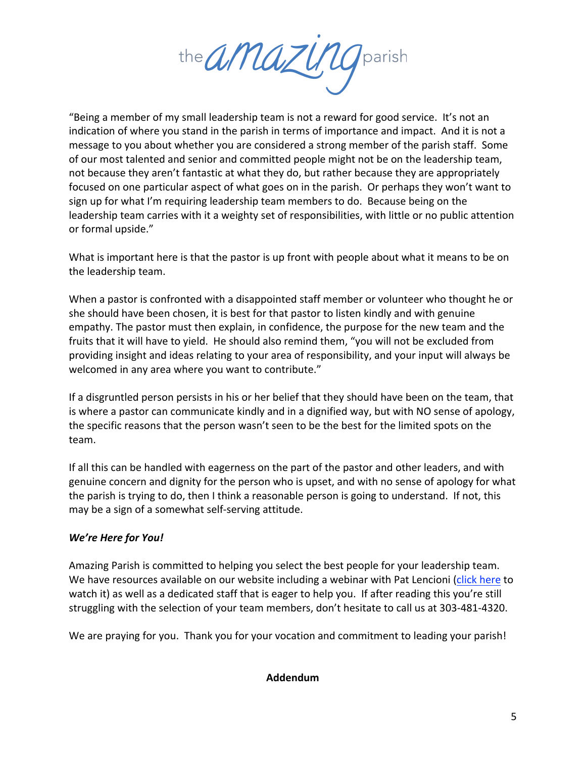“Being a member of my small leadership team is not a reward for good service. It’s not an indication of where you stand in the parish in terms of importance and impact. And it is not a message to you about whether you are considered a strong member of the parish staff. Some of our most talented and senior and committed people might not be on the leadership team, not because they aren’t fantastic at what they do, but rather because they are appropriately focused on one particular aspect of what goes on in the parish. Or perhaps they won’t want to sign up for what I’m requiring leadership team members to do. Because being on the leadership team carries with it a weighty set of responsibilities, with little or no public attention or formal upside.”

What is important here is that the pastor is up front with people about what it means to be on the leadership team.

When a pastor is confronted with a disappointed staff member or volunteer who thought he or she should have been chosen, it is best for that pastor to listen kindly and with genuine empathy. The pastor must then explain, in confidence, the purpose for the new team and the fruits that it will have to yield. He should also remind them, “you will not be excluded from providing insight and ideas relating to your area of responsibility, and your input will always be welcomed in any area where you want to contribute.”

If a disgruntled person persists in his or her belief that they should have been on the team, that is where a pastor can communicate kindly and in a dignified way, but with NO sense of apology, the specific reasons that the person wasn’t seen to be the best for the limited spots on the team.

If all this can be handled with eagerness on the part of the pastor and other leaders, and with genuine concern and dignity for the person who is upset, and with no sense of apology for what the parish is trying to do, then I think a reasonable person is going to understand. If not, this may be a sign of a somewhat self-serving attitude.

***We’re Here for You!***

Amazing Parish is committed to helping you select the best people for your leadership team. We have resources available on our website including a webinar with Pat Lencioni (click here to watch it) as well as a dedicated staff that is eager to help you. If after reading this you’re still struggling with the selection of your team members, don’t hesitate to call us at 303-481-4320.

We are praying for you. Thank you for your vocation and commitment to leading your parish!

**Addendum**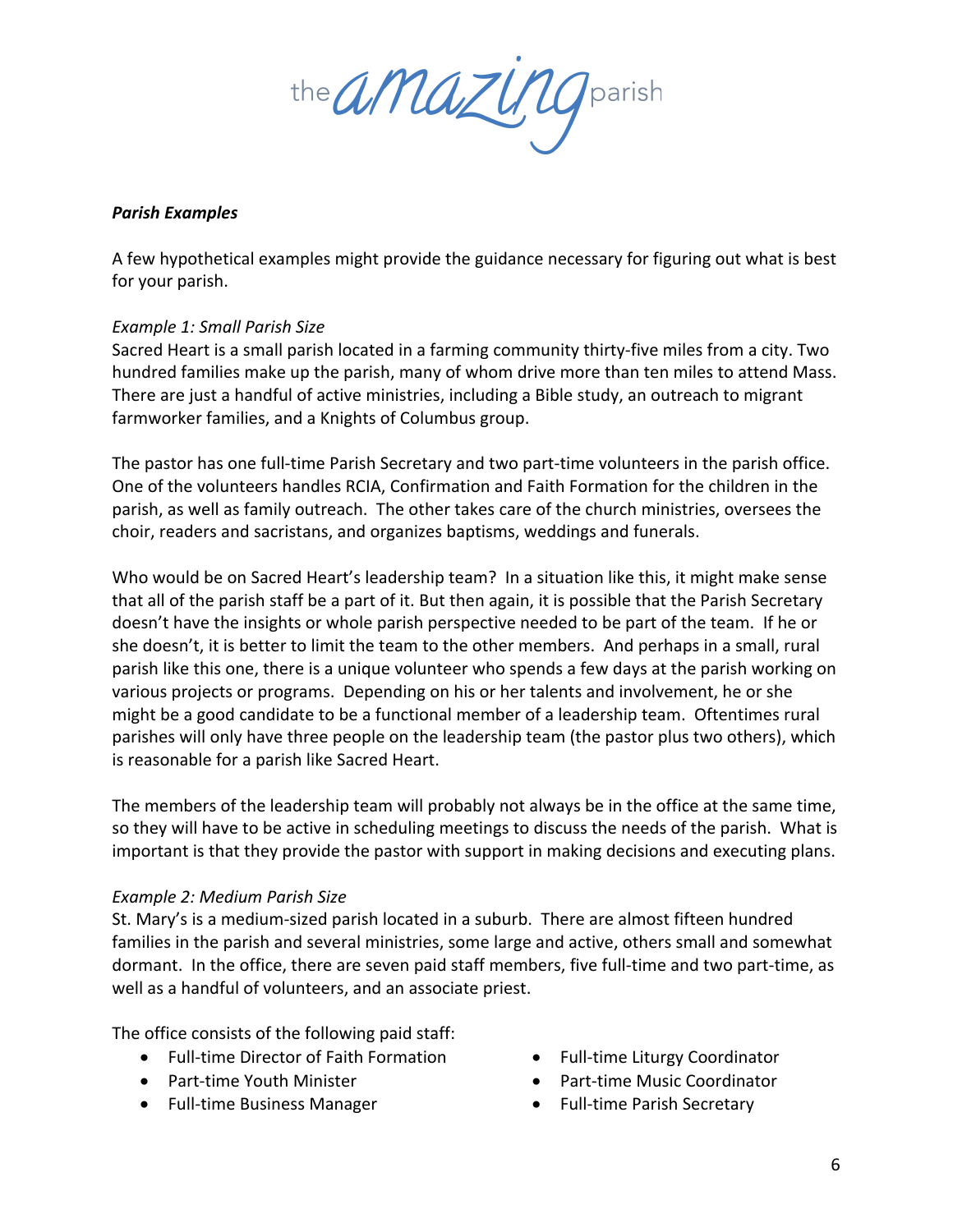***Parish Examples***

A few hypothetical examples might provide the guidance necessary for figuring out what is best for your parish.

*Example 1: Small Parish Size*
Sacred Heart is a small parish located in a farming community thirty-five miles from a city. Two hundred families make up the parish, many of whom drive more than ten miles to attend Mass. There are just a handful of active ministries, including a Bible study, an outreach to migrant farmworker families, and a Knights of Columbus group.

The pastor has one full-time Parish Secretary and two part-time volunteers in the parish office. One of the volunteers handles RCIA, Confirmation and Faith Formation for the children in the parish, as well as family outreach. The other takes care of the church ministries, oversees the choir, readers and sacristans, and organizes baptisms, weddings and funerals.

Who would be on Sacred Heart's leadership team? In a situation like this, it might make sense that all of the parish staff be a part of it. But then again, it is possible that the Parish Secretary doesn't have the insights or whole parish perspective needed to be part of the team. If he or she doesn't, it is better to limit the team to the other members. And perhaps in a small, rural parish like this one, there is a unique volunteer who spends a few days at the parish working on various projects or programs. Depending on his or her talents and involvement, he or she might be a good candidate to be a functional member of a leadership team. Oftentimes rural parishes will only have three people on the leadership team (the pastor plus two others), which is reasonable for a parish like Sacred Heart.

The members of the leadership team will probably not always be in the office at the same time, so they will have to be active in scheduling meetings to discuss the needs of the parish. What is important is that they provide the pastor with support in making decisions and executing plans.

*Example 2: Medium Parish Size*
St. Mary's is a medium-sized parish located in a suburb. There are almost fifteen hundred families in the parish and several ministries, some large and active, others small and somewhat dormant. In the office, there are seven paid staff members, five full-time and two part-time, as well as a handful of volunteers, and an associate priest.

The office consists of the following paid staff:

- Full-time Director of Faith Formation
- Part-time Youth Minister
- Full-time Business Manager
- Full-time Liturgy Coordinator
- Part-time Music Coordinator
- Full-time Parish Secretary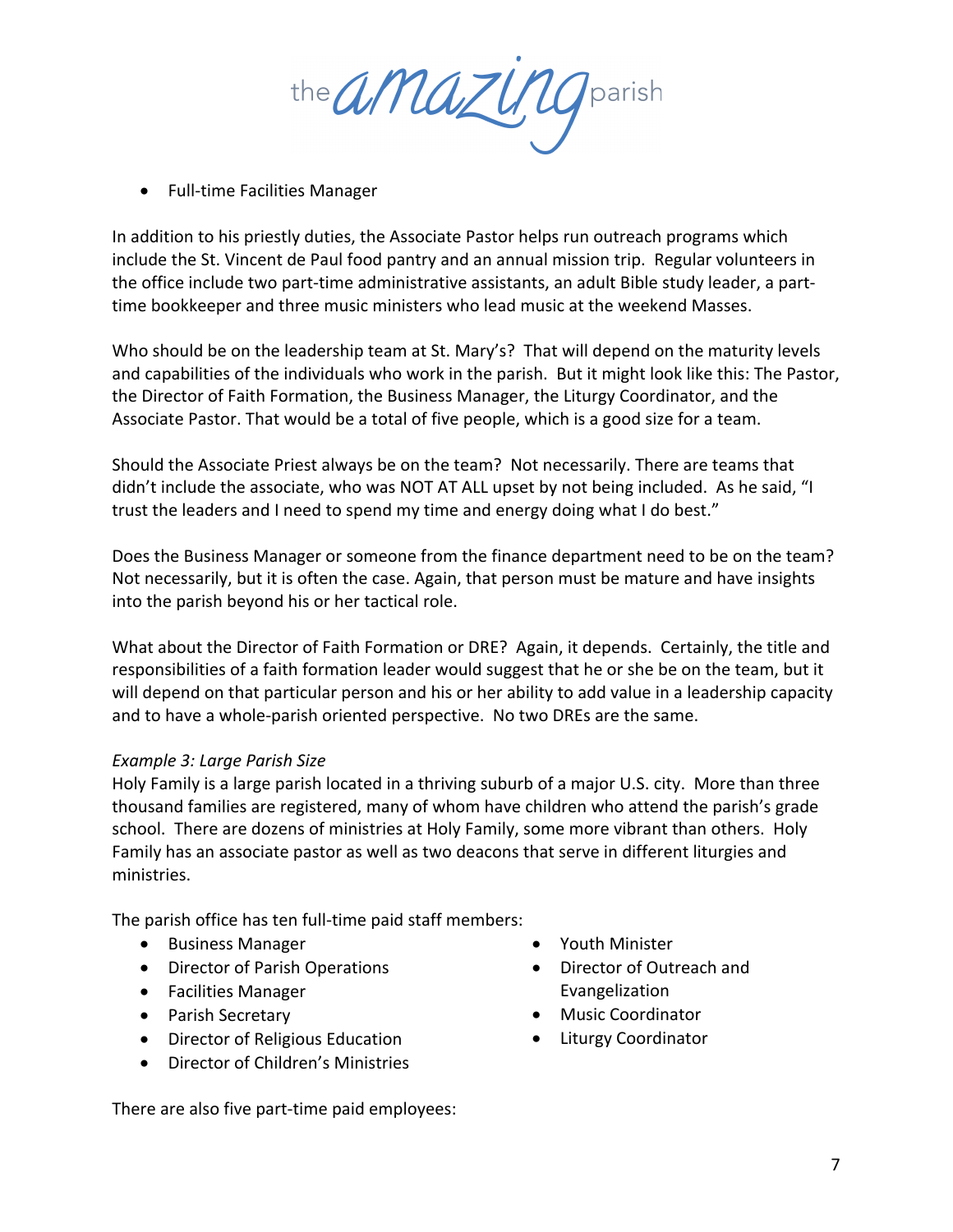- Full-time Facilities Manager

In addition to his priestly duties, the Associate Pastor helps run outreach programs which include the St. Vincent de Paul food pantry and an annual mission trip. Regular volunteers in the office include two part-time administrative assistants, an adult Bible study leader, a part-time bookkeeper and three music ministers who lead music at the weekend Masses.

Who should be on the leadership team at St. Mary's? That will depend on the maturity levels and capabilities of the individuals who work in the parish. But it might look like this: The Pastor, the Director of Faith Formation, the Business Manager, the Liturgy Coordinator, and the Associate Pastor. That would be a total of five people, which is a good size for a team.

Should the Associate Priest always be on the team? Not necessarily. There are teams that didn't include the associate, who was NOT AT ALL upset by not being included. As he said, "I trust the leaders and I need to spend my time and energy doing what I do best."

Does the Business Manager or someone from the finance department need to be on the team? Not necessarily, but it is often the case. Again, that person must be mature and have insights into the parish beyond his or her tactical role.

What about the Director of Faith Formation or DRE? Again, it depends. Certainly, the title and responsibilities of a faith formation leader would suggest that he or she be on the team, but it will depend on that particular person and his or her ability to add value in a leadership capacity and to have a whole-parish oriented perspective. No two DREs are the same.

*Example 3: Large Parish Size*

Holy Family is a large parish located in a thriving suburb of a major U.S. city. More than three thousand families are registered, many of whom have children who attend the parish's grade school. There are dozens of ministries at Holy Family, some more vibrant than others. Holy Family has an associate pastor as well as two deacons that serve in different liturgies and ministries.

The parish office has ten full-time paid staff members:

- Business Manager
- Director of Parish Operations
- Facilities Manager
- Parish Secretary
- Director of Religious Education
- Director of Children's Ministries
- Youth Minister
- Director of Outreach and Evangelization
- Music Coordinator
- Liturgy Coordinator

There are also five part-time paid employees: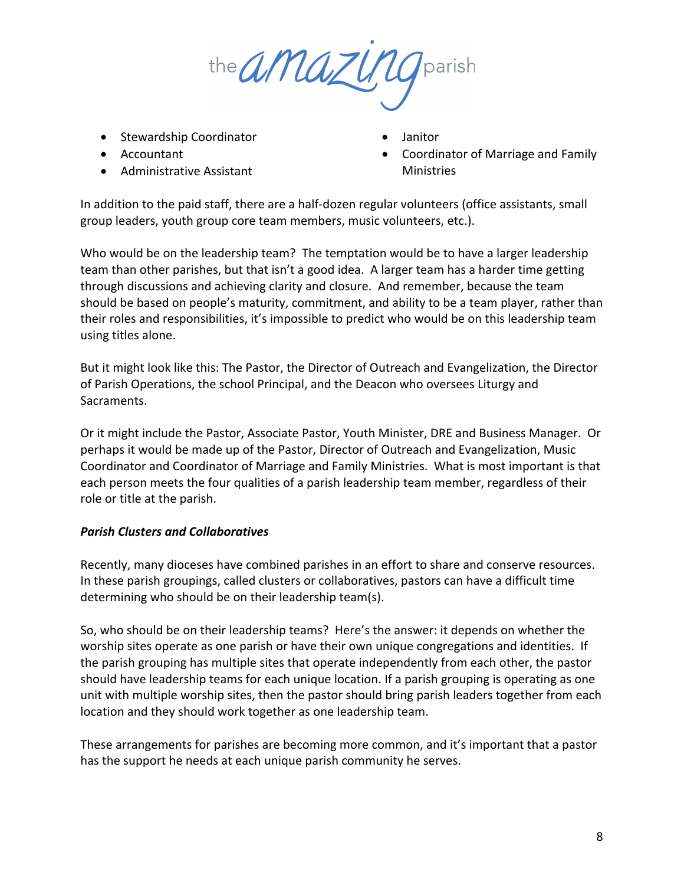- Stewardship Coordinator
- Accountant
- Administrative Assistant
- Janitor
- Coordinator of Marriage and Family Ministries

In addition to the paid staff, there are a half-dozen regular volunteers (office assistants, small group leaders, youth group core team members, music volunteers, etc.).

Who would be on the leadership team? The temptation would be to have a larger leadership team than other parishes, but that isn't a good idea. A larger team has a harder time getting through discussions and achieving clarity and closure. And remember, because the team should be based on people's maturity, commitment, and ability to be a team player, rather than their roles and responsibilities, it's impossible to predict who would be on this leadership team using titles alone.

But it might look like this: The Pastor, the Director of Outreach and Evangelization, the Director of Parish Operations, the school Principal, and the Deacon who oversees Liturgy and Sacraments.

Or it might include the Pastor, Associate Pastor, Youth Minister, DRE and Business Manager. Or perhaps it would be made up of the Pastor, Director of Outreach and Evangelization, Music Coordinator and Coordinator of Marriage and Family Ministries. What is most important is that each person meets the four qualities of a parish leadership team member, regardless of their role or title at the parish.

***Parish Clusters and Collaboratives***

Recently, many dioceses have combined parishes in an effort to share and conserve resources. In these parish groupings, called clusters or collaboratives, pastors can have a difficult time determining who should be on their leadership team(s).

So, who should be on their leadership teams? Here's the answer: it depends on whether the worship sites operate as one parish or have their own unique congregations and identities. If the parish grouping has multiple sites that operate independently from each other, the pastor should have leadership teams for each unique location. If a parish grouping is operating as one unit with multiple worship sites, then the pastor should bring parish leaders together from each location and they should work together as one leadership team.

These arrangements for parishes are becoming more common, and it's important that a pastor has the support he needs at each unique parish community he serves.